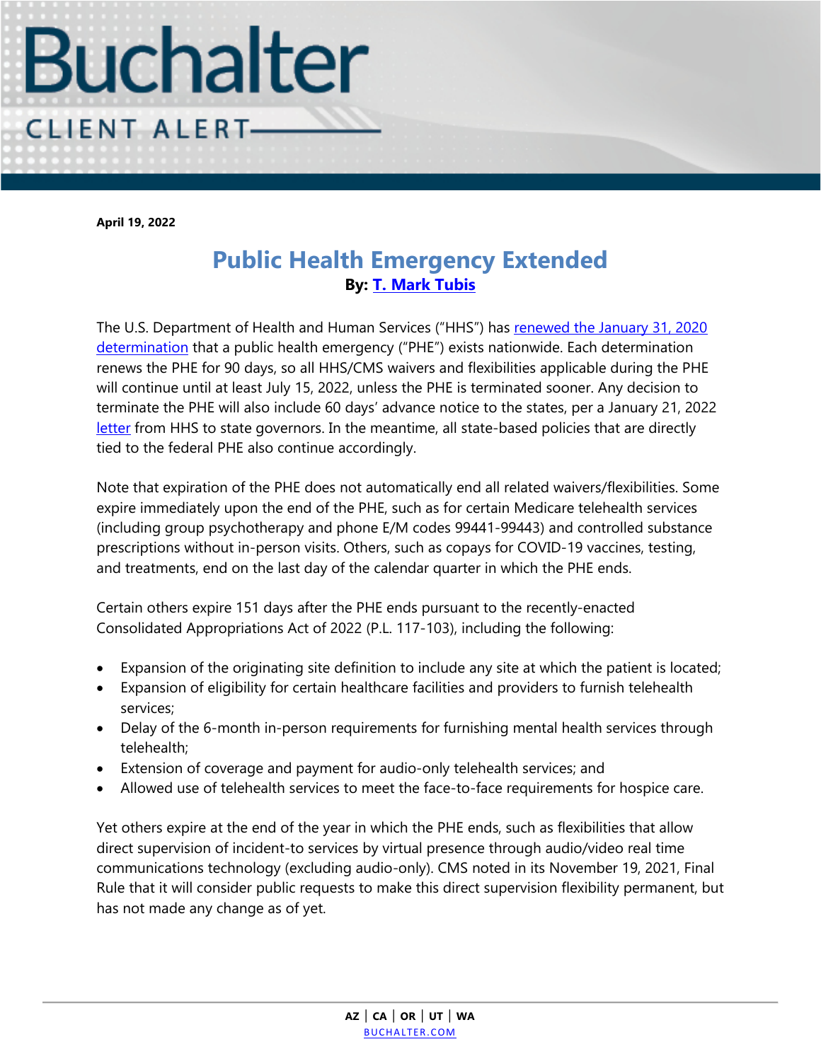Buchalter

CLIENT ALERT

**April 19, 2022**

# Public Health Emergency Extended

**By: T. Mark Tubis**

The U.S. Department of Health and Human Services ("HHS") has renewed the January 31, 2020 determination that a public health emergency ("PHE") exists nationwide. Each determination renews the PHE for 90 days, so all HHS/CMS waivers and flexibilities applicable during the PHE will continue until at least July 15, 2022, unless the PHE is terminated sooner. Any decision to terminate the PHE will also include 60 days' advance notice to the states, per a January 21, 2022 letter from HHS to state governors. In the meantime, all state-based policies that are directly tied to the federal PHE also continue accordingly.

Note that expiration of the PHE does not automatically end all related waivers/flexibilities. Some expire immediately upon the end of the PHE, such as for certain Medicare telehealth services (including group psychotherapy and phone E/M codes 99441-99443) and controlled substance prescriptions without in-person visits. Others, such as copays for COVID-19 vaccines, testing, and treatments, end on the last day of the calendar quarter in which the PHE ends.

Certain others expire 151 days after the PHE ends pursuant to the recently-enacted Consolidated Appropriations Act of 2022 (P.L. 117-103), including the following:

- Expansion of the originating site definition to include any site at which the patient is located;
- Expansion of eligibility for certain healthcare facilities and providers to furnish telehealth services;
- Delay of the 6-month in-person requirements for furnishing mental health services through telehealth;
- Extension of coverage and payment for audio-only telehealth services; and
- Allowed use of telehealth services to meet the face-to-face requirements for hospice care.

Yet others expire at the end of the year in which the PHE ends, such as flexibilities that allow direct supervision of incident-to services by virtual presence through audio/video real time communications technology (excluding audio-only). CMS noted in its November 19, 2021, Final Rule that it will consider public requests to make this direct supervision flexibility permanent, but has not made any change as of yet.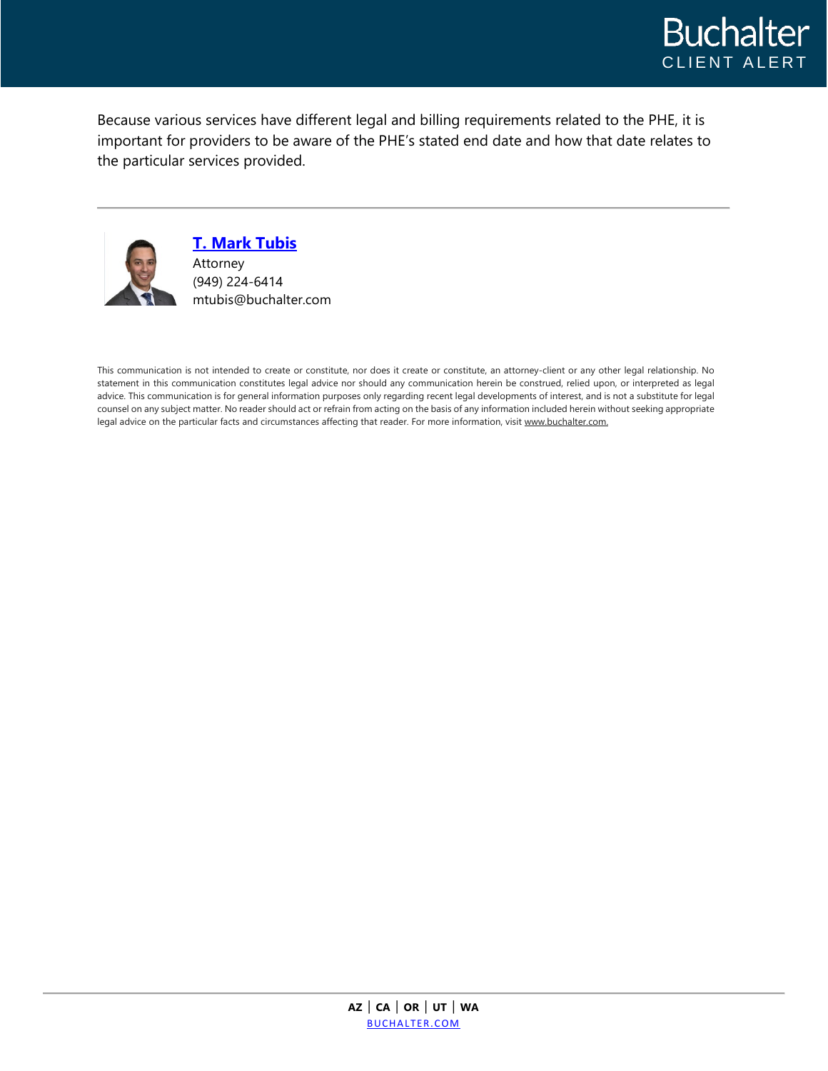Because various services have different legal and billing requirements related to the PHE, it is important for providers to be aware of the PHE's stated end date and how that date relates to the particular services provided.

---

**T. Mark Tubis**
Attorney
(949) 224-6414
mtubis@buchalter.com

This communication is not intended to create or constitute, nor does it create or constitute, an attorney-client or any other legal relationship. No statement in this communication constitutes legal advice nor should any communication herein be construed, relied upon, or interpreted as legal advice. This communication is for general information purposes only regarding recent legal developments of interest, and is not a substitute for legal counsel on any subject matter. No reader should act or refrain from acting on the basis of any information included herein without seeking appropriate legal advice on the particular facts and circumstances affecting that reader. For more information, visit www.buchalter.com.